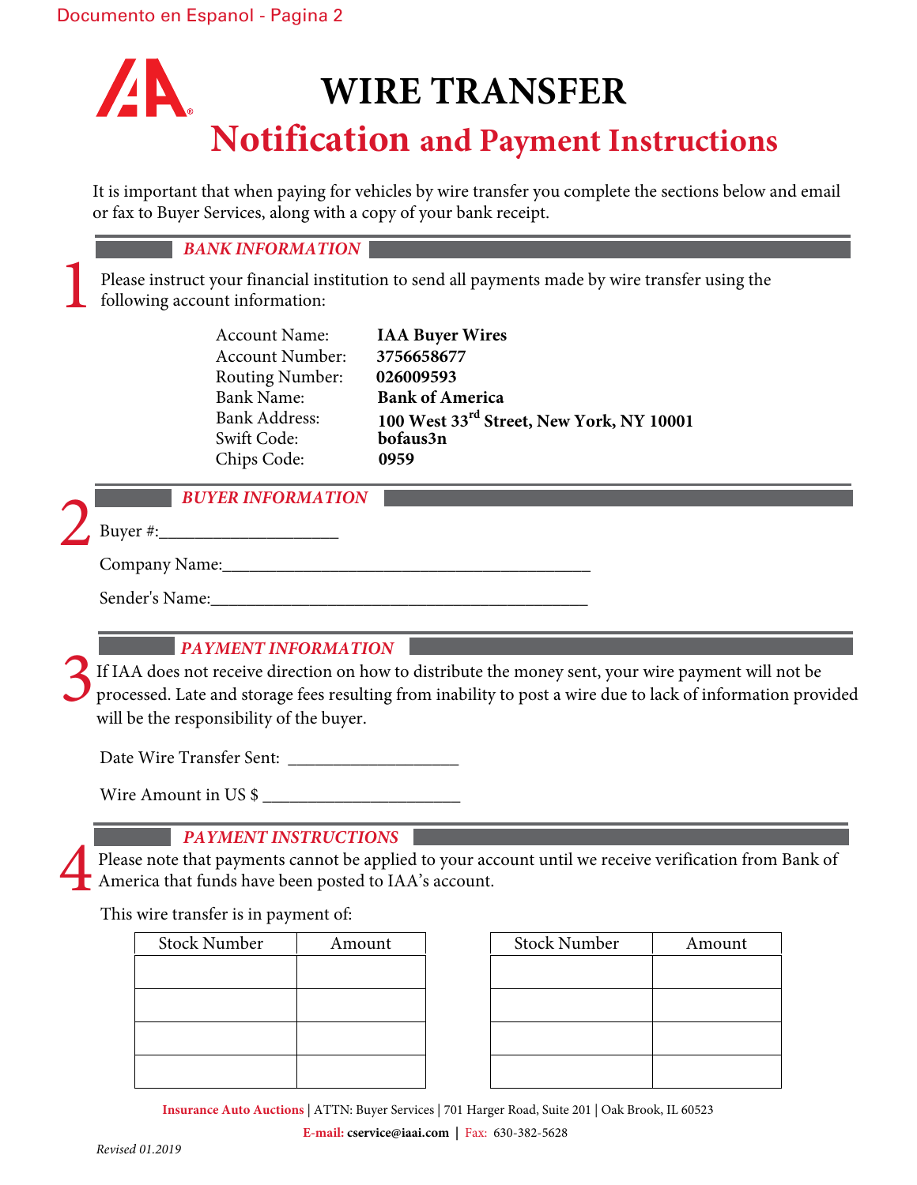Documento en Espanol - Pagina 2

# WIRE TRANSFER

## Notification and Payment Instructions

It is important that when paying for vehicles by wire transfer you complete the sections below and email or fax to Buyer Services, along with a copy of your bank receipt.

### 1 *BANK INFORMATION*

Please instruct your financial institution to send all payments made by wire transfer using the following account information:

| | |
|---|---|
| Account Name: | **IAA Buyer Wires** |
| Account Number: | **3756658677** |
| Routing Number: | **026009593** |
| Bank Name: | **Bank of America** |
| Bank Address: | **100 West 33rd Street, New York, NY 10001** |
| Swift Code: | **bofaus3n** |
| Chips Code: | **0959** |

### 2 *BUYER INFORMATION*

Buyer #:____________________

Company Name:__________________________________________

Sender's Name:___________________________________________

### 3 *PAYMENT INFORMATION*

If IAA does not receive direction on how to distribute the money sent, your wire payment will not be processed. Late and storage fees resulting from inability to post a wire due to lack of information provided will be the responsibility of the buyer.

Date Wire Transfer Sent: ___________________

Wire Amount in US $ ______________________

### 4 *PAYMENT INSTRUCTIONS*

Please note that payments cannot be applied to your account until we receive verification from Bank of America that funds have been posted to IAA's account.

This wire transfer is in payment of:

| Stock Number | Amount |
|---|---|
| | |
| | |
| | |
| | |

| Stock Number | Amount |
|---|---|
| | |
| | |
| | |
| | |

**Insurance Auto Auctions** | ATTN: Buyer Services | 701 Harger Road, Suite 201 | Oak Brook, IL 60523

**E-mail:** **cservice@iaai.com** | Fax: 630-382-5628

*Revised 01.2019*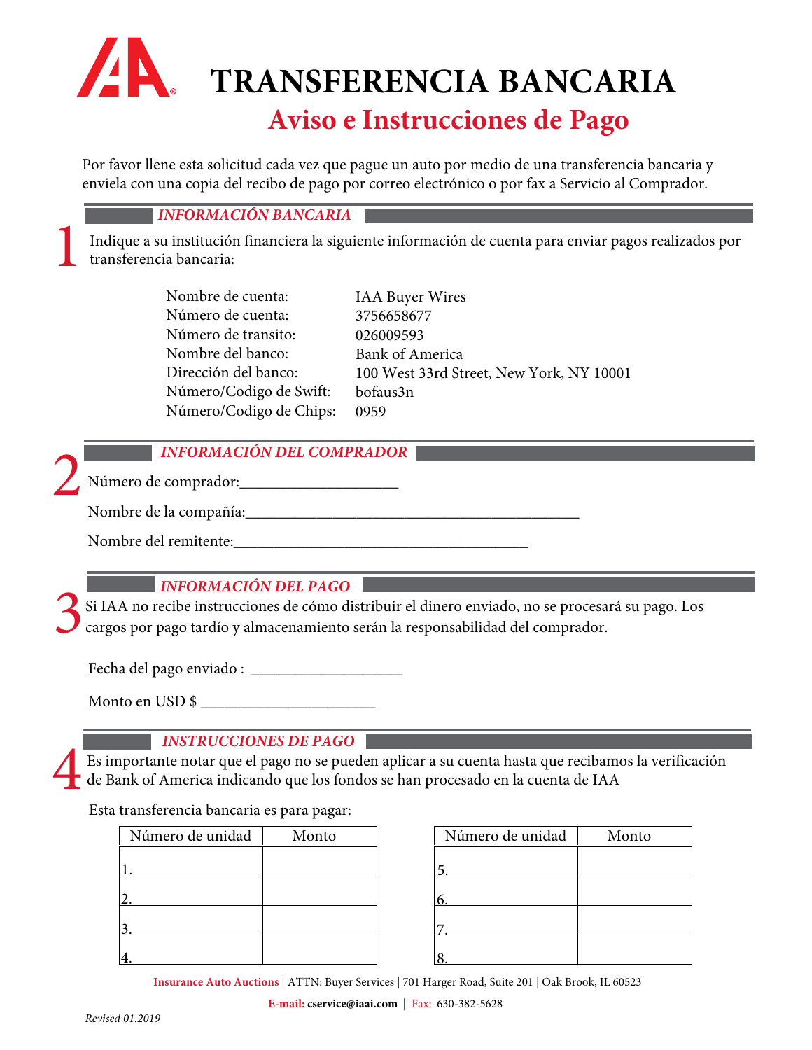# TRANSFERENCIA BANCARIA

## Aviso e Instrucciones de Pago

Por favor llene esta solicitud cada vez que pague un auto por medio de una transferencia bancaria y enviela con una copia del recibo de pago por correo electrónico o por fax a Servicio al Comprador.

### 1 *INFORMACIÓN BANCARIA*

Indique a su institución financiera la siguiente información de cuenta para enviar pagos realizados por transferencia bancaria:

| | |
|---|---|
| Nombre de cuenta: | IAA Buyer Wires |
| Número de cuenta: | 3756658677 |
| Número de transito: | 026009593 |
| Nombre del banco: | Bank of America |
| Dirección del banco: | 100 West 33rd Street, New York, NY 10001 |
| Número/Codigo de Swift: | bofaus3n |
| Número/Codigo de Chips: | 0959 |

### 2 *INFORMACIÓN DEL COMPRADOR*

Número de comprador:____________________

Nombre de la compañía:___________________________________________

Nombre del remitente:______________________________________

### 3 *INFORMACIÓN DEL PAGO*

Si IAA no recibe instrucciones de cómo distribuir el dinero enviado, no se procesará su pago. Los cargos por pago tardío y almacenamiento serán la responsabilidad del comprador.

Fecha del pago enviado : ___________________

Monto en USD $ ______________________

### 4 *INSTRUCCIONES DE PAGO*

Es importante notar que el pago no se pueden aplicar a su cuenta hasta que recibamos la verificación de Bank of America indicando que los fondos se han procesado en la cuenta de IAA

Esta transferencia bancaria es para pagar:

| Número de unidad | Monto |
|---|---|
| 1. | |
| 2. | |
| 3. | |
| 4. | |

| Número de unidad | Monto |
|---|---|
| 5. | |
| 6. | |
| 7. | |
| 8. | |

**Insurance Auto Auctions** | ATTN: Buyer Services | 701 Harger Road, Suite 201 | Oak Brook, IL 60523

**E-mail: cservice@iaai.com** | Fax: 630-382-5628

*Revised 01.2019*